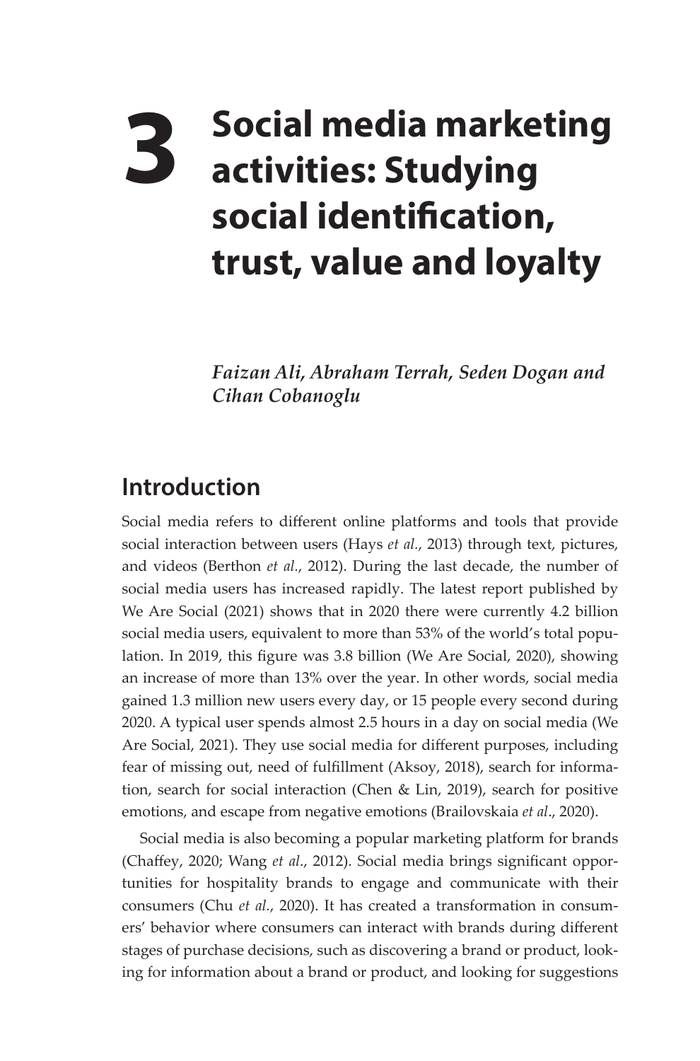# 3 Social media marketing activities: Studying social identification, trust, value and loyalty

*Faizan Ali, Abraham Terrah, Seden Dogan and Cihan Cobanoglu*

## Introduction

Social media refers to different online platforms and tools that provide social interaction between users (Hays *et al.*, 2013) through text, pictures, and videos (Berthon *et al.*, 2012). During the last decade, the number of social media users has increased rapidly. The latest report published by We Are Social (2021) shows that in 2020 there were currently 4.2 billion social media users, equivalent to more than 53% of the world's total population. In 2019, this figure was 3.8 billion (We Are Social, 2020), showing an increase of more than 13% over the year. In other words, social media gained 1.3 million new users every day, or 15 people every second during 2020. A typical user spends almost 2.5 hours in a day on social media (We Are Social, 2021). They use social media for different purposes, including fear of missing out, need of fulfillment (Aksoy, 2018), search for information, search for social interaction (Chen & Lin, 2019), search for positive emotions, and escape from negative emotions (Brailovskaia *et al.*, 2020).

Social media is also becoming a popular marketing platform for brands (Chaffey, 2020; Wang *et al.*, 2012). Social media brings significant opportunities for hospitality brands to engage and communicate with their consumers (Chu *et al.*, 2020). It has created a transformation in consumers' behavior where consumers can interact with brands during different stages of purchase decisions, such as discovering a brand or product, looking for information about a brand or product, and looking for suggestions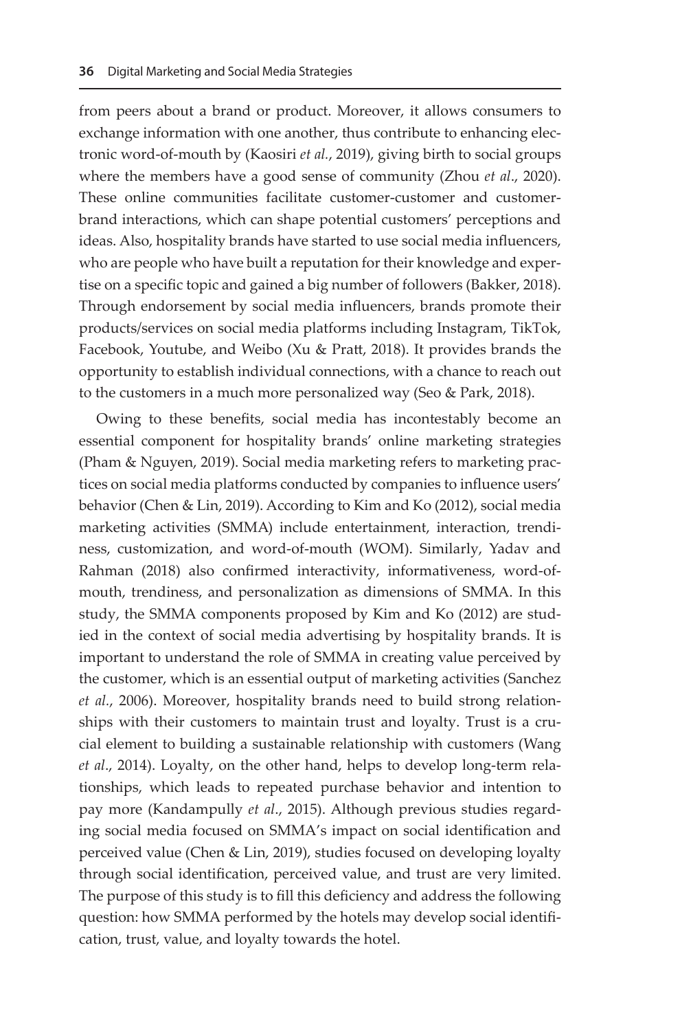from peers about a brand or product. Moreover, it allows consumers to exchange information with one another, thus contribute to enhancing electronic word-of-mouth by (Kaosiri *et al.*, 2019), giving birth to social groups where the members have a good sense of community (Zhou *et al*., 2020). These online communities facilitate customer-customer and customer-brand interactions, which can shape potential customers' perceptions and ideas. Also, hospitality brands have started to use social media influencers, who are people who have built a reputation for their knowledge and expertise on a specific topic and gained a big number of followers (Bakker, 2018). Through endorsement by social media influencers, brands promote their products/services on social media platforms including Instagram, TikTok, Facebook, Youtube, and Weibo (Xu & Pratt, 2018). It provides brands the opportunity to establish individual connections, with a chance to reach out to the customers in a much more personalized way (Seo & Park, 2018).

Owing to these benefits, social media has incontestably become an essential component for hospitality brands' online marketing strategies (Pham & Nguyen, 2019). Social media marketing refers to marketing practices on social media platforms conducted by companies to influence users' behavior (Chen & Lin, 2019). According to Kim and Ko (2012), social media marketing activities (SMMA) include entertainment, interaction, trendiness, customization, and word-of-mouth (WOM). Similarly, Yadav and Rahman (2018) also confirmed interactivity, informativeness, word-of-mouth, trendiness, and personalization as dimensions of SMMA. In this study, the SMMA components proposed by Kim and Ko (2012) are studied in the context of social media advertising by hospitality brands. It is important to understand the role of SMMA in creating value perceived by the customer, which is an essential output of marketing activities (Sanchez *et al.*, 2006). Moreover, hospitality brands need to build strong relationships with their customers to maintain trust and loyalty. Trust is a crucial element to building a sustainable relationship with customers (Wang *et al*., 2014). Loyalty, on the other hand, helps to develop long-term relationships, which leads to repeated purchase behavior and intention to pay more (Kandampully *et al*., 2015). Although previous studies regarding social media focused on SMMA's impact on social identification and perceived value (Chen & Lin, 2019), studies focused on developing loyalty through social identification, perceived value, and trust are very limited. The purpose of this study is to fill this deficiency and address the following question: how SMMA performed by the hotels may develop social identification, trust, value, and loyalty towards the hotel.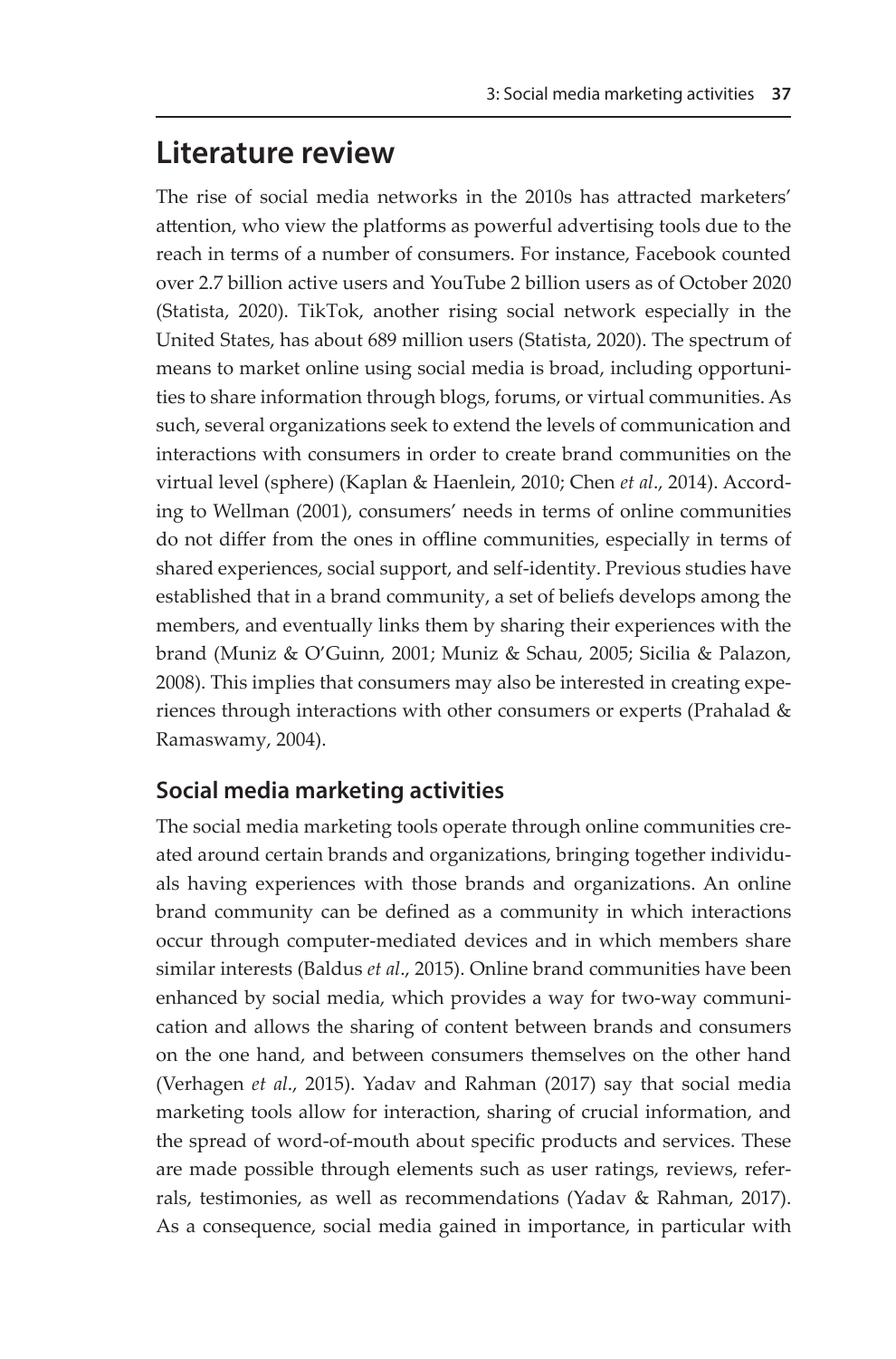# Literature review

The rise of social media networks in the 2010s has attracted marketers' attention, who view the platforms as powerful advertising tools due to the reach in terms of a number of consumers. For instance, Facebook counted over 2.7 billion active users and YouTube 2 billion users as of October 2020 (Statista, 2020). TikTok, another rising social network especially in the United States, has about 689 million users (Statista, 2020). The spectrum of means to market online using social media is broad, including opportunities to share information through blogs, forums, or virtual communities. As such, several organizations seek to extend the levels of communication and interactions with consumers in order to create brand communities on the virtual level (sphere) (Kaplan & Haenlein, 2010; Chen *et al*., 2014). According to Wellman (2001), consumers' needs in terms of online communities do not differ from the ones in offline communities, especially in terms of shared experiences, social support, and self-identity. Previous studies have established that in a brand community, a set of beliefs develops among the members, and eventually links them by sharing their experiences with the brand (Muniz & O'Guinn, 2001; Muniz & Schau, 2005; Sicilia & Palazon, 2008). This implies that consumers may also be interested in creating experiences through interactions with other consumers or experts (Prahalad & Ramaswamy, 2004).

## Social media marketing activities

The social media marketing tools operate through online communities created around certain brands and organizations, bringing together individuals having experiences with those brands and organizations. An online brand community can be defined as a community in which interactions occur through computer-mediated devices and in which members share similar interests (Baldus *et al*., 2015). Online brand communities have been enhanced by social media, which provides a way for two-way communication and allows the sharing of content between brands and consumers on the one hand, and between consumers themselves on the other hand (Verhagen *et al*., 2015). Yadav and Rahman (2017) say that social media marketing tools allow for interaction, sharing of crucial information, and the spread of word-of-mouth about specific products and services. These are made possible through elements such as user ratings, reviews, referrals, testimonies, as well as recommendations (Yadav & Rahman, 2017). As a consequence, social media gained in importance, in particular with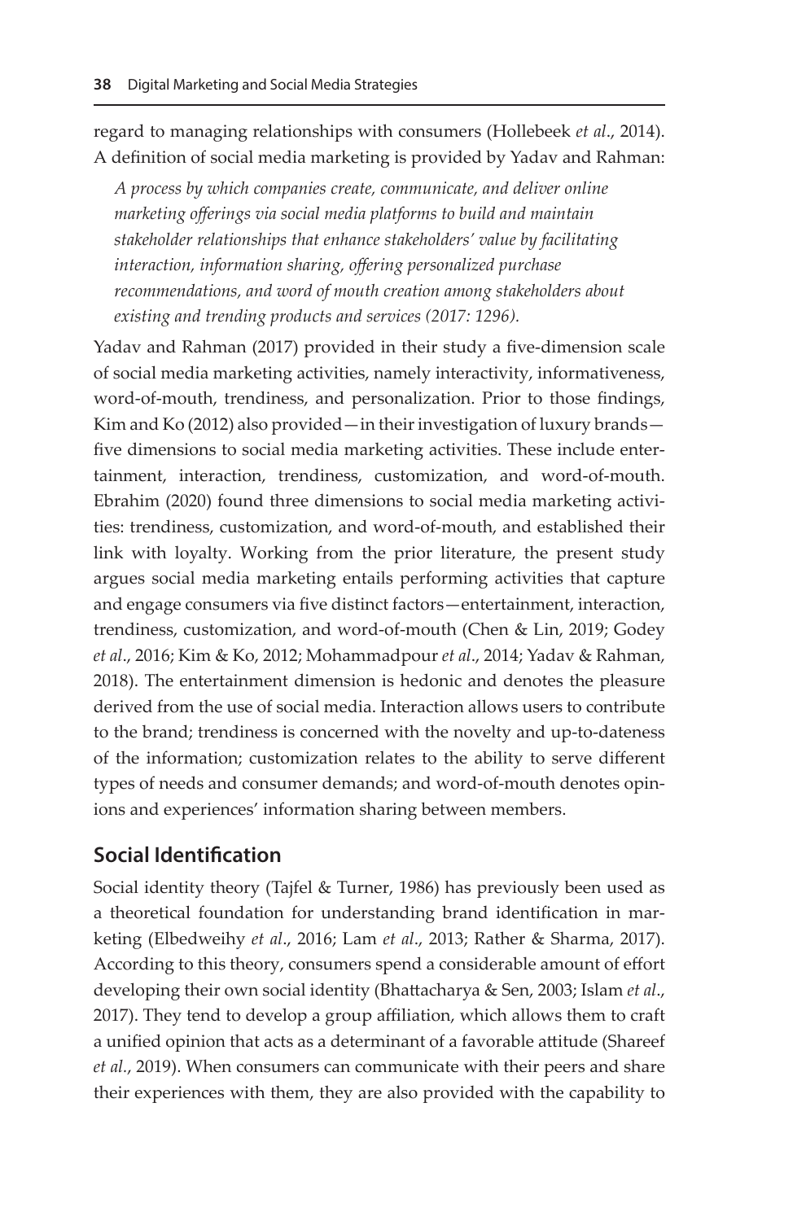regard to managing relationships with consumers (Hollebeek *et al*., 2014). A definition of social media marketing is provided by Yadav and Rahman:

> *A process by which companies create, communicate, and deliver online marketing offerings via social media platforms to build and maintain stakeholder relationships that enhance stakeholders' value by facilitating interaction, information sharing, offering personalized purchase recommendations, and word of mouth creation among stakeholders about existing and trending products and services (2017: 1296).*

Yadav and Rahman (2017) provided in their study a five-dimension scale of social media marketing activities, namely interactivity, informativeness, word-of-mouth, trendiness, and personalization. Prior to those findings, Kim and Ko (2012) also provided—in their investigation of luxury brands—five dimensions to social media marketing activities. These include entertainment, interaction, trendiness, customization, and word-of-mouth. Ebrahim (2020) found three dimensions to social media marketing activities: trendiness, customization, and word-of-mouth, and established their link with loyalty. Working from the prior literature, the present study argues social media marketing entails performing activities that capture and engage consumers via five distinct factors—entertainment, interaction, trendiness, customization, and word-of-mouth (Chen & Lin, 2019; Godey *et al*., 2016; Kim & Ko, 2012; Mohammadpour *et al*., 2014; Yadav & Rahman, 2018). The entertainment dimension is hedonic and denotes the pleasure derived from the use of social media. Interaction allows users to contribute to the brand; trendiness is concerned with the novelty and up-to-dateness of the information; customization relates to the ability to serve different types of needs and consumer demands; and word-of-mouth denotes opinions and experiences' information sharing between members.

## Social Identification

Social identity theory (Tajfel & Turner, 1986) has previously been used as a theoretical foundation for understanding brand identification in marketing (Elbedweihy *et al*., 2016; Lam *et al*., 2013; Rather & Sharma, 2017). According to this theory, consumers spend a considerable amount of effort developing their own social identity (Bhattacharya & Sen, 2003; Islam *et al*., 2017). They tend to develop a group affiliation, which allows them to craft a unified opinion that acts as a determinant of a favorable attitude (Shareef *et al*., 2019). When consumers can communicate with their peers and share their experiences with them, they are also provided with the capability to